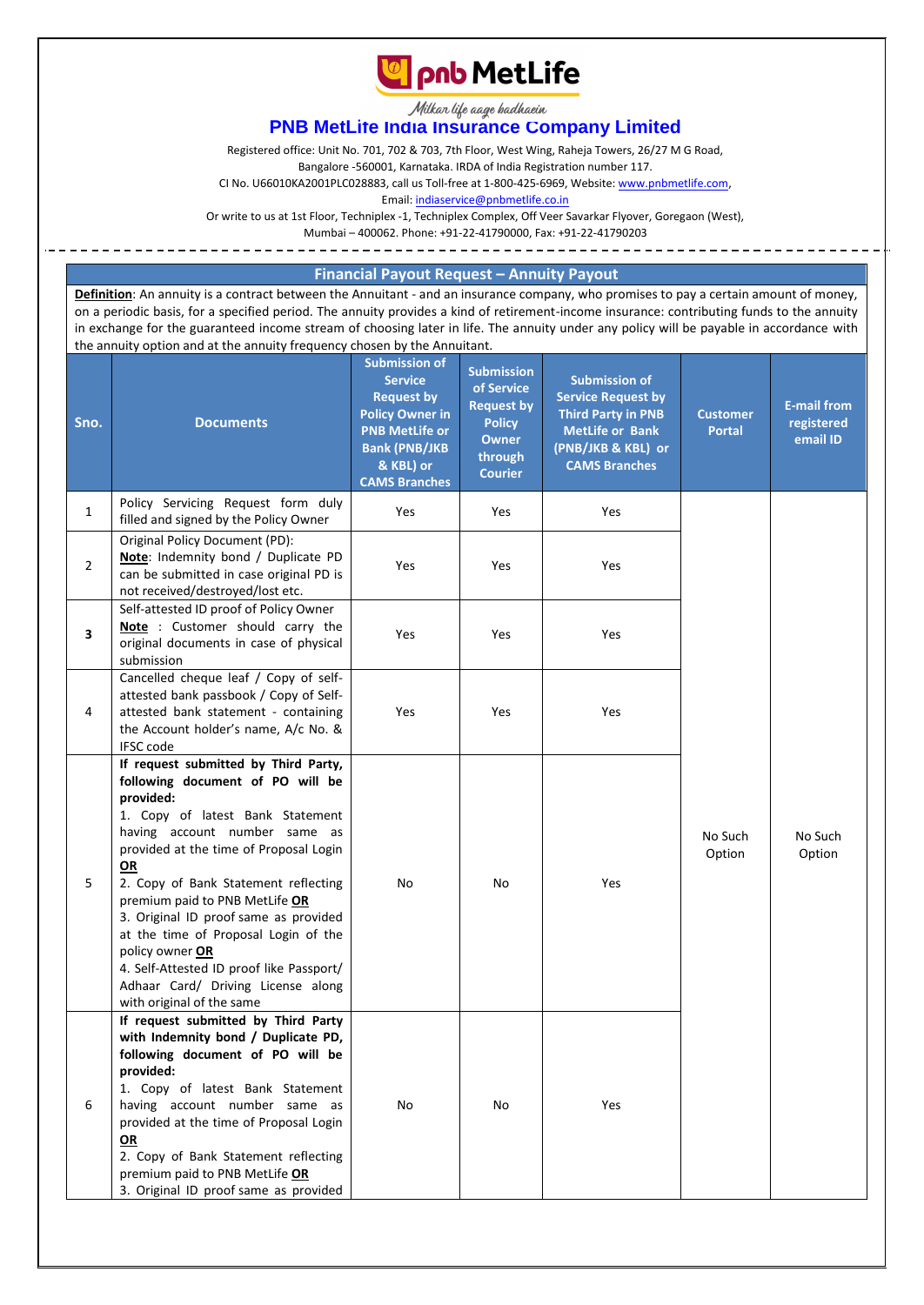# PNB MetLife India Insurance Company Limited

Milkar life aage badhaein

Registered office: Unit No. 701, 702 & 703, 7th Floor, West Wing, Raheja Towers, 26/27 M G Road, Bangalore -560001, Karnataka. IRDA of India Registration number 117.
CI No. U66010KA2001PLC028883, call us Toll-free at 1-800-425-6969, Website: www.pnbmetlife.com,
Email: indiaservice@pnbmetlife.co.in
Or write to us at 1st Floor, Techniplex -1, Techniplex Complex, Off Veer Savarkar Flyover, Goregaon (West), Mumbai – 400062. Phone: +91-22-41790000, Fax: +91-22-41790203

## Financial Payout Request – Annuity Payout

**Definition**: An annuity is a contract between the Annuitant - and an insurance company, who promises to pay a certain amount of money, on a periodic basis, for a specified period. The annuity provides a kind of retirement-income insurance: contributing funds to the annuity in exchange for the guaranteed income stream of choosing later in life. The annuity under any policy will be payable in accordance with the annuity option and at the annuity frequency chosen by the Annuitant.

| Sno. | Documents | Submission of Service Request by Policy Owner in PNB MetLife or Bank (PNB/JKB & KBL) or CAMS Branches | Submission of Service Request by Policy Owner through Courier | Submission of Service Request by Third Party in PNB MetLife or Bank (PNB/JKB & KBL) or CAMS Branches | Customer Portal | E-mail from registered email ID |
|---|---|---|---|---|---|---|
| 1 | Policy Servicing Request form duly filled and signed by the Policy Owner | Yes | Yes | Yes | No Such Option | No Such Option |
| 2 | Original Policy Document (PD): **Note**: Indemnity bond / Duplicate PD can be submitted in case original PD is not received/destroyed/lost etc. | Yes | Yes | Yes | | |
| **3** | Self-attested ID proof of Policy Owner **Note** : Customer should carry the original documents in case of physical submission | Yes | Yes | Yes | | |
| 4 | Cancelled cheque leaf / Copy of self-attested bank passbook / Copy of Self-attested bank statement - containing the Account holder's name, A/c No. & IFSC code | Yes | Yes | Yes | | |
| 5 | **If request submitted by Third Party, following document of PO will be provided:** 1. Copy of latest Bank Statement having account number same as provided at the time of Proposal Login **OR** 2. Copy of Bank Statement reflecting premium paid to PNB MetLife **OR** 3. Original ID proof same as provided at the time of Proposal Login of the policy owner **OR** 4. Self-Attested ID proof like Passport/ Adhaar Card/ Driving License along with original of the same | No | No | Yes | | |
| 6 | **If request submitted by Third Party with Indemnity bond / Duplicate PD, following document of PO will be provided:** 1. Copy of latest Bank Statement having account number same as provided at the time of Proposal Login **OR** 2. Copy of Bank Statement reflecting premium paid to PNB MetLife **OR** 3. Original ID proof same as provided | No | No | Yes | | |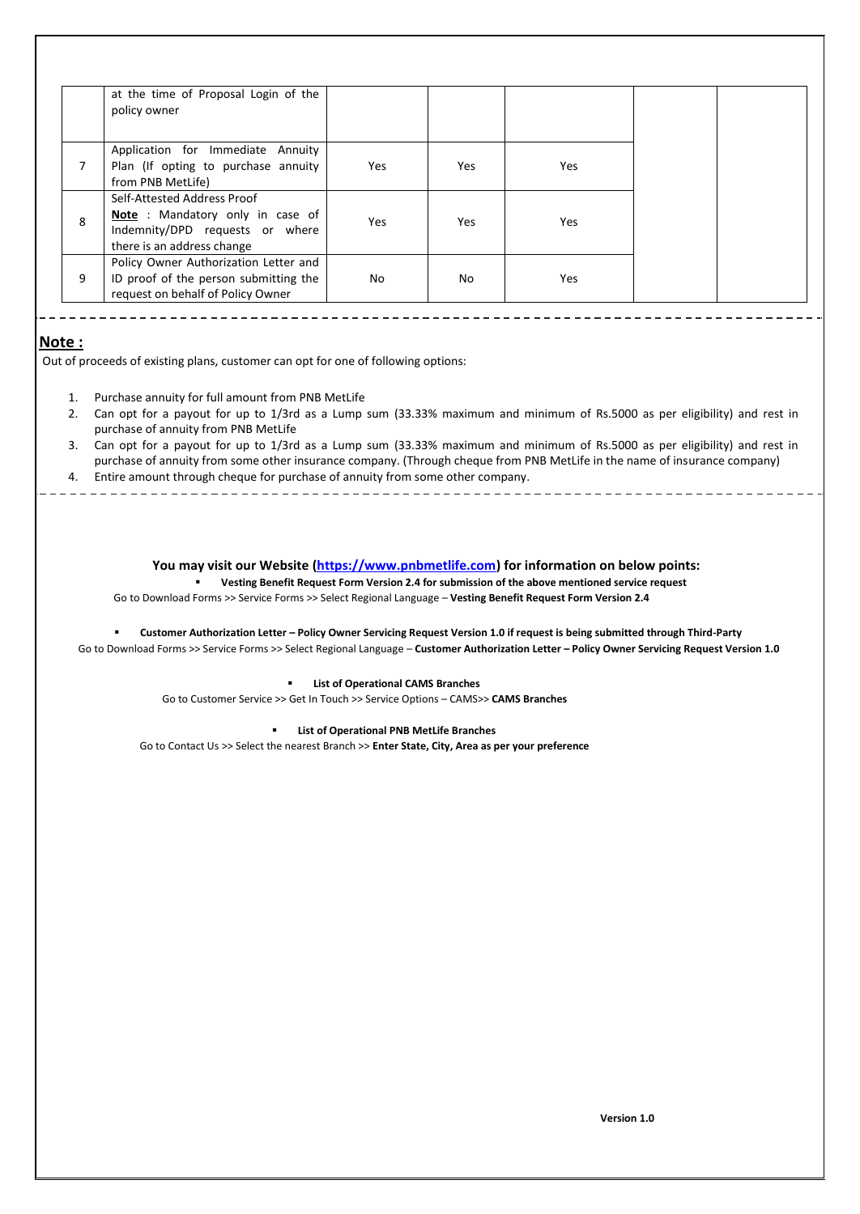| | | | | | | |
|---|---|---|---|---|---|---|
| | at the time of Proposal Login of the policy owner | | | | | |
| 7 | Application for Immediate Annuity Plan (If opting to purchase annuity from PNB MetLife) | Yes | Yes | Yes | | |
| 8 | Self-Attested Address Proof **Note** : Mandatory only in case of Indemnity/DPD requests or where there is an address change | Yes | Yes | Yes | | |
| 9 | Policy Owner Authorization Letter and ID proof of the person submitting the request on behalf of Policy Owner | No | No | Yes | | |

## Note :

Out of proceeds of existing plans, customer can opt for one of following options:

1. Purchase annuity for full amount from PNB MetLife
2. Can opt for a payout for up to 1/3rd as a Lump sum (33.33% maximum and minimum of Rs.5000 as per eligibility) and rest in purchase of annuity from PNB MetLife
3. Can opt for a payout for up to 1/3rd as a Lump sum (33.33% maximum and minimum of Rs.5000 as per eligibility) and rest in purchase of annuity from some other insurance company. (Through cheque from PNB MetLife in the name of insurance company)
4. Entire amount through cheque for purchase of annuity from some other company.

**You may visit our Website (https://www.pnbmetlife.com) for information on below points:**

- **Vesting Benefit Request Form Version 2.4 for submission of the above mentioned service request**

  Go to Download Forms >> Service Forms >> Select Regional Language – **Vesting Benefit Request Form Version 2.4**

- **Customer Authorization Letter – Policy Owner Servicing Request Version 1.0 if request is being submitted through Third-Party**

  Go to Download Forms >> Service Forms >> Select Regional Language – **Customer Authorization Letter – Policy Owner Servicing Request Version 1.0**

- **List of Operational CAMS Branches**

  Go to Customer Service >> Get In Touch >> Service Options – CAMS>> **CAMS Branches**

- **List of Operational PNB MetLife Branches**

  Go to Contact Us >> Select the nearest Branch >> **Enter State, City, Area as per your preference**

**Version 1.0**